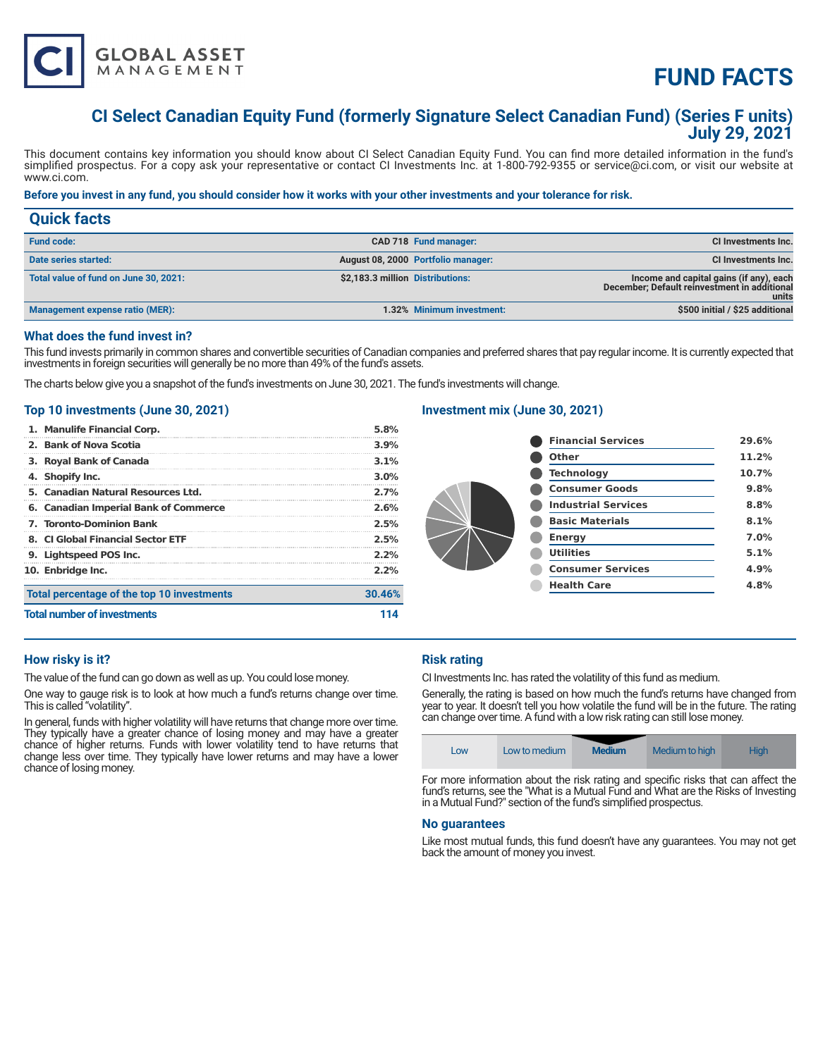# FUND FACTS

## CI Select Canadian Equity Fund (formerly Signature Select Canadian Fund) (Series F units)
## July 29, 2021

This document contains key information you should know about CI Select Canadian Equity Fund. You can find more detailed information in the fund's simplified prospectus. For a copy ask your representative or contact CI Investments Inc. at 1-800-792-9355 or service@ci.com, or visit our website at www.ci.com.

**Before you invest in any fund, you should consider how it works with your other investments and your tolerance for risk.**

## Quick facts

| | | | |
|---|---|---|---|
| **Fund code:** | CAD 718 | **Fund manager:** | CI Investments Inc. |
| **Date series started:** | August 08, 2000 | **Portfolio manager:** | CI Investments Inc. |
| **Total value of fund on June 30, 2021:** | $2,183.3 million | **Distributions:** | Income and capital gains (if any), each December; Default reinvestment in additional units |
| **Management expense ratio (MER):** | 1.32% | **Minimum investment:** | $500 initial / $25 additional |

### What does the fund invest in?

This fund invests primarily in common shares and convertible securities of Canadian companies and preferred shares that pay regular income. It is currently expected that investments in foreign securities will generally be no more than 49% of the fund's assets.

The charts below give you a snapshot of the fund's investments on June 30, 2021. The fund's investments will change.

### Top 10 investments (June 30, 2021)

| | |
|---|---|
| 1. Manulife Financial Corp. | 5.8% |
| 2. Bank of Nova Scotia | 3.9% |
| 3. Royal Bank of Canada | 3.1% |
| 4. Shopify Inc. | 3.0% |
| 5. Canadian Natural Resources Ltd. | 2.7% |
| 6. Canadian Imperial Bank of Commerce | 2.6% |
| 7. Toronto-Dominion Bank | 2.5% |
| 8. CI Global Financial Sector ETF | 2.5% |
| 9. Lightspeed POS Inc. | 2.2% |
| 10. Enbridge Inc. | 2.2% |
| **Total percentage of the top 10 investments** | **30.46%** |
| **Total number of investments** | **114** |

### Investment mix (June 30, 2021)

| | |
|---|---|
| Financial Services | 29.6% |
| Other | 11.2% |
| Technology | 10.7% |
| Consumer Goods | 9.8% |
| Industrial Services | 8.8% |
| Basic Materials | 8.1% |
| Energy | 7.0% |
| Utilities | 5.1% |
| Consumer Services | 4.9% |
| Health Care | 4.8% |

### How risky is it?

The value of the fund can go down as well as up. You could lose money.

One way to gauge risk is to look at how much a fund's returns change over time. This is called "volatility".

In general, funds with higher volatility will have returns that change more over time. They typically have a greater chance of losing money and may have a greater chance of higher returns. Funds with lower volatility tend to have returns that change less over time. They typically have lower returns and may have a lower chance of losing money.

### Risk rating

CI Investments Inc. has rated the volatility of this fund as medium.

Generally, the rating is based on how much the fund's returns have changed from year to year. It doesn't tell you how volatile the fund will be in the future. The rating can change over time. A fund with a low risk rating can still lose money.

| Low | Low to medium | **Medium** | Medium to high | High |
|---|---|---|---|---|

For more information about the risk rating and specific risks that can affect the fund's returns, see the "What is a Mutual Fund and What are the Risks of Investing in a Mutual Fund?" section of the fund's simplified prospectus.

### No guarantees

Like most mutual funds, this fund doesn't have any guarantees. You may not get back the amount of money you invest.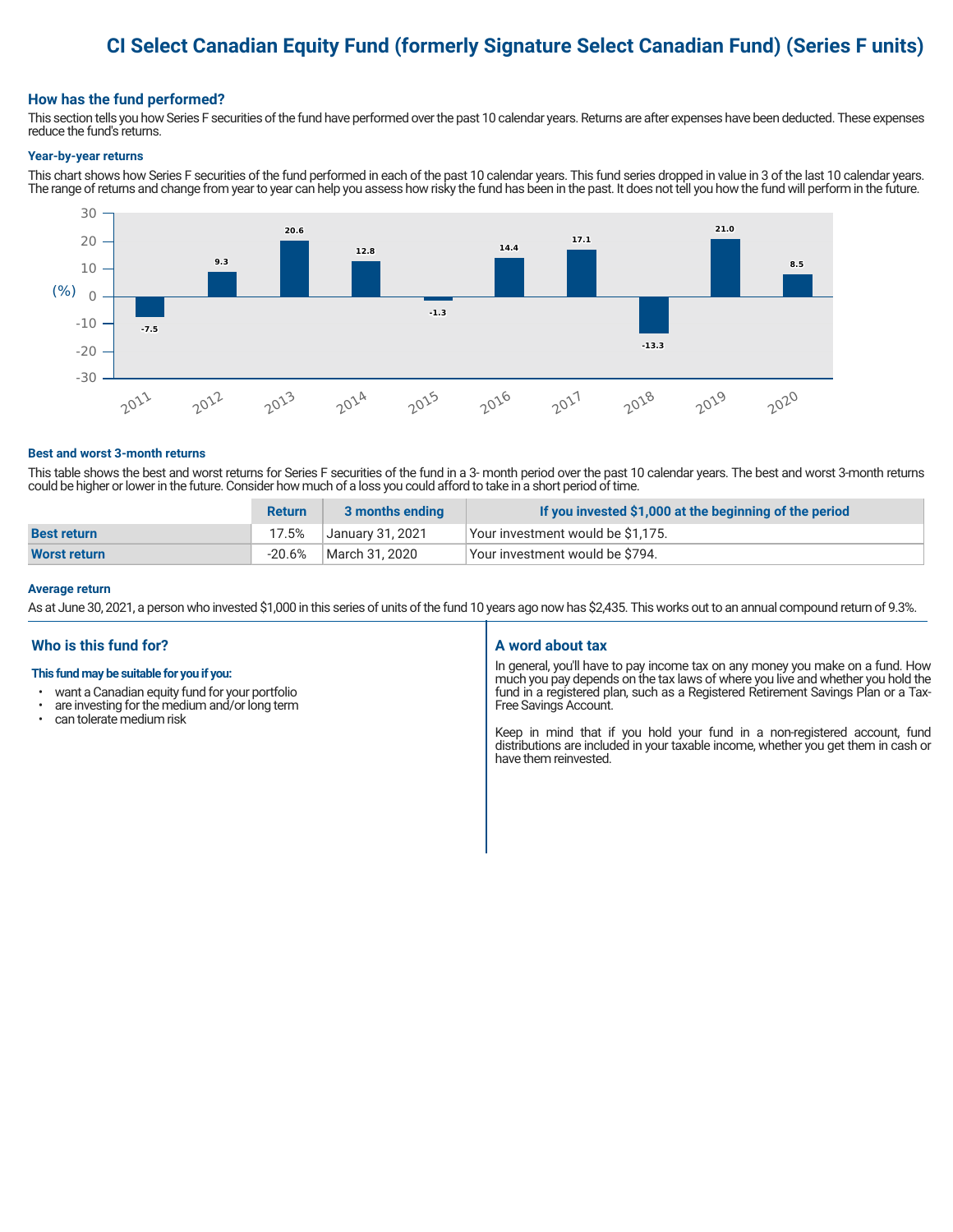# CI Select Canadian Equity Fund (formerly Signature Select Canadian Fund) (Series F units)

## How has the fund performed?

This section tells you how Series F securities of the fund have performed over the past 10 calendar years. Returns are after expenses have been deducted. These expenses reduce the fund's returns.

### Year-by-year returns

This chart shows how Series F securities of the fund performed in each of the past 10 calendar years. This fund series dropped in value in 3 of the last 10 calendar years. The range of returns and change from year to year can help you assess how risky the fund has been in the past. It does not tell you how the fund will perform in the future.

| Year | Return (%) |
|---|---|
| 2011 | -7.5 |
| 2012 | 9.3 |
| 2013 | 20.6 |
| 2014 | 12.8 |
| 2015 | -1.3 |
| 2016 | 14.4 |
| 2017 | 17.1 |
| 2018 | -13.3 |
| 2019 | 21.0 |
| 2020 | 8.5 |

### Best and worst 3-month returns

This table shows the best and worst returns for Series F securities of the fund in a 3- month period over the past 10 calendar years. The best and worst 3-month returns could be higher or lower in the future. Consider how much of a loss you could afford to take in a short period of time.

| | Return | 3 months ending | If you invested $1,000 at the beginning of the period |
|---|---|---|---|
| **Best return** | 17.5% | January 31, 2021 | Your investment would be $1,175. |
| **Worst return** | -20.6% | March 31, 2020 | Your investment would be $794. |

### Average return

As at June 30, 2021, a person who invested $1,000 in this series of units of the fund 10 years ago now has $2,435. This works out to an annual compound return of 9.3%.

## Who is this fund for?

**This fund may be suitable for you if you:**

- want a Canadian equity fund for your portfolio
- are investing for the medium and/or long term
- can tolerate medium risk

## A word about tax

In general, you'll have to pay income tax on any money you make on a fund. How much you pay depends on the tax laws of where you live and whether you hold the fund in a registered plan, such as a Registered Retirement Savings Plan or a Tax-Free Savings Account.

Keep in mind that if you hold your fund in a non-registered account, fund distributions are included in your taxable income, whether you get them in cash or have them reinvested.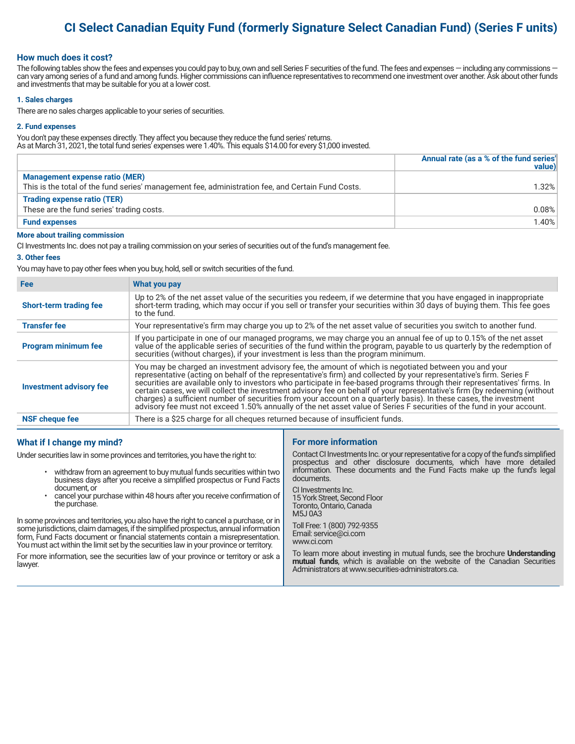# CI Select Canadian Equity Fund (formerly Signature Select Canadian Fund) (Series F units)

## How much does it cost?

The following tables show the fees and expenses you could pay to buy, own and sell Series F securities of the fund. The fees and expenses — including any commissions — can vary among series of a fund and among funds. Higher commissions can influence representatives to recommend one investment over another. Ask about other funds and investments that may be suitable for you at a lower cost.

### 1. Sales charges

There are no sales charges applicable to your series of securities.

### 2. Fund expenses

You don't pay these expenses directly. They affect you because they reduce the fund series' returns.
As at March 31, 2021, the total fund series' expenses were 1.40%. This equals $14.00 for every $1,000 invested.

| | Annual rate (as a % of the fund series' value) |
|---|---|
| **Management expense ratio (MER)**<br>This is the total of the fund series' management fee, administration fee, and Certain Fund Costs. | 1.32% |
| **Trading expense ratio (TER)**<br>These are the fund series' trading costs. | 0.08% |
| **Fund expenses** | 1.40% |

#### More about trailing commission

CI Investments Inc. does not pay a trailing commission on your series of securities out of the fund's management fee.

### 3. Other fees

You may have to pay other fees when you buy, hold, sell or switch securities of the fund.

| Fee | What you pay |
|---|---|
| **Short-term trading fee** | Up to 2% of the net asset value of the securities you redeem, if we determine that you have engaged in inappropriate short-term trading, which may occur if you sell or transfer your securities within 30 days of buying them. This fee goes to the fund. |
| **Transfer fee** | Your representative's firm may charge you up to 2% of the net asset value of securities you switch to another fund. |
| **Program minimum fee** | If you participate in one of our managed programs, we may charge you an annual fee of up to 0.15% of the net asset value of the applicable series of securities of the fund within the program, payable to us quarterly by the redemption of securities (without charges), if your investment is less than the program minimum. |
| **Investment advisory fee** | You may be charged an investment advisory fee, the amount of which is negotiated between you and your representative (acting on behalf of the representative's firm) and collected by your representative's firm. Series F securities are available only to investors who participate in fee-based programs through their representatives' firms. In certain cases, we will collect the investment advisory fee on behalf of your representative's firm (by redeeming (without charges) a sufficient number of securities from your account on a quarterly basis). In these cases, the investment advisory fee must not exceed 1.50% annually of the net asset value of Series F securities of the fund in your account. |
| **NSF cheque fee** | There is a $25 charge for all cheques returned because of insufficient funds. |

## What if I change my mind?

Under securities law in some provinces and territories, you have the right to:

- withdraw from an agreement to buy mutual funds securities within two business days after you receive a simplified prospectus or Fund Facts document, or
- cancel your purchase within 48 hours after you receive confirmation of the purchase.

In some provinces and territories, you also have the right to cancel a purchase, or in some jurisdictions, claim damages, if the simplified prospectus, annual information form, Fund Facts document or financial statements contain a misrepresentation. You must act within the limit set by the securities law in your province or territory.

For more information, see the securities law of your province or territory or ask a lawyer.

## For more information

Contact CI Investments Inc. or your representative for a copy of the fund's simplified prospectus and other disclosure documents, which have more detailed information. These documents and the Fund Facts make up the fund's legal documents.

CI Investments Inc.
15 York Street, Second Floor
Toronto, Ontario, Canada
M5J 0A3

Toll Free: 1 (800) 792-9355
Email: service@ci.com
www.ci.com

To learn more about investing in mutual funds, see the brochure **Understanding mutual funds**, which is available on the website of the Canadian Securities Administrators at www.securities-administrators.ca.